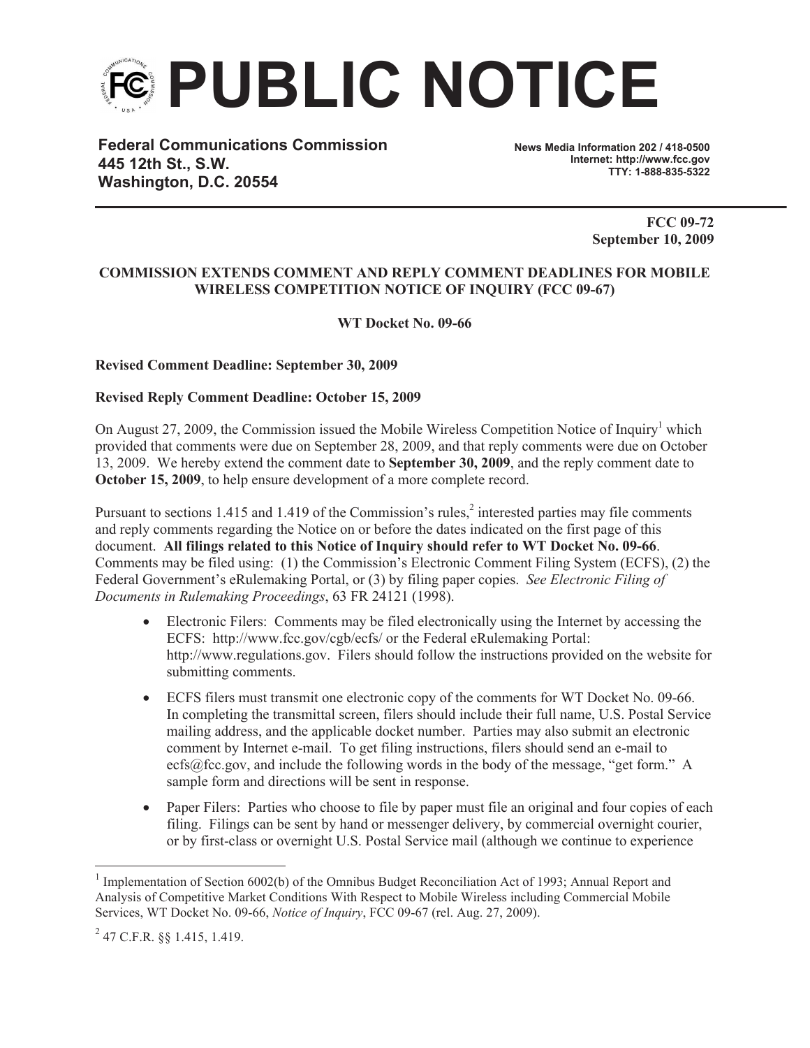# PUBLIC NOTICE

**Federal Communications Commission**
**445 12th St., S.W.**
**Washington, D.C. 20554**

**News Media Information 202 / 418-0500**
**Internet: http://www.fcc.gov**
**TTY: 1-888-835-5322**

**FCC 09-72**
**September 10, 2009**

**COMMISSION EXTENDS COMMENT AND REPLY COMMENT DEADLINES FOR MOBILE WIRELESS COMPETITION NOTICE OF INQUIRY (FCC 09-67)**

**WT Docket No. 09-66**

**Revised Comment Deadline: September 30, 2009**

**Revised Reply Comment Deadline: October 15, 2009**

On August 27, 2009, the Commission issued the Mobile Wireless Competition Notice of Inquiry[1] which provided that comments were due on September 28, 2009, and that reply comments were due on October 13, 2009. We hereby extend the comment date to **September 30, 2009**, and the reply comment date to **October 15, 2009**, to help ensure development of a more complete record.

Pursuant to sections 1.415 and 1.419 of the Commission's rules,[2] interested parties may file comments and reply comments regarding the Notice on or before the dates indicated on the first page of this document. **All filings related to this Notice of Inquiry should refer to WT Docket No. 09-66**. Comments may be filed using: (1) the Commission's Electronic Comment Filing System (ECFS), (2) the Federal Government's eRulemaking Portal, or (3) by filing paper copies. *See Electronic Filing of Documents in Rulemaking Proceedings*, 63 FR 24121 (1998).

- Electronic Filers: Comments may be filed electronically using the Internet by accessing the ECFS: http://www.fcc.gov/cgb/ecfs/ or the Federal eRulemaking Portal: http://www.regulations.gov. Filers should follow the instructions provided on the website for submitting comments.
- ECFS filers must transmit one electronic copy of the comments for WT Docket No. 09-66. In completing the transmittal screen, filers should include their full name, U.S. Postal Service mailing address, and the applicable docket number. Parties may also submit an electronic comment by Internet e-mail. To get filing instructions, filers should send an e-mail to ecfs@fcc.gov, and include the following words in the body of the message, "get form." A sample form and directions will be sent in response.
- Paper Filers: Parties who choose to file by paper must file an original and four copies of each filing. Filings can be sent by hand or messenger delivery, by commercial overnight courier, or by first-class or overnight U.S. Postal Service mail (although we continue to experience

[1] Implementation of Section 6002(b) of the Omnibus Budget Reconciliation Act of 1993; Annual Report and Analysis of Competitive Market Conditions With Respect to Mobile Wireless including Commercial Mobile Services, WT Docket No. 09-66, *Notice of Inquiry*, FCC 09-67 (rel. Aug. 27, 2009).

[2] 47 C.F.R. §§ 1.415, 1.419.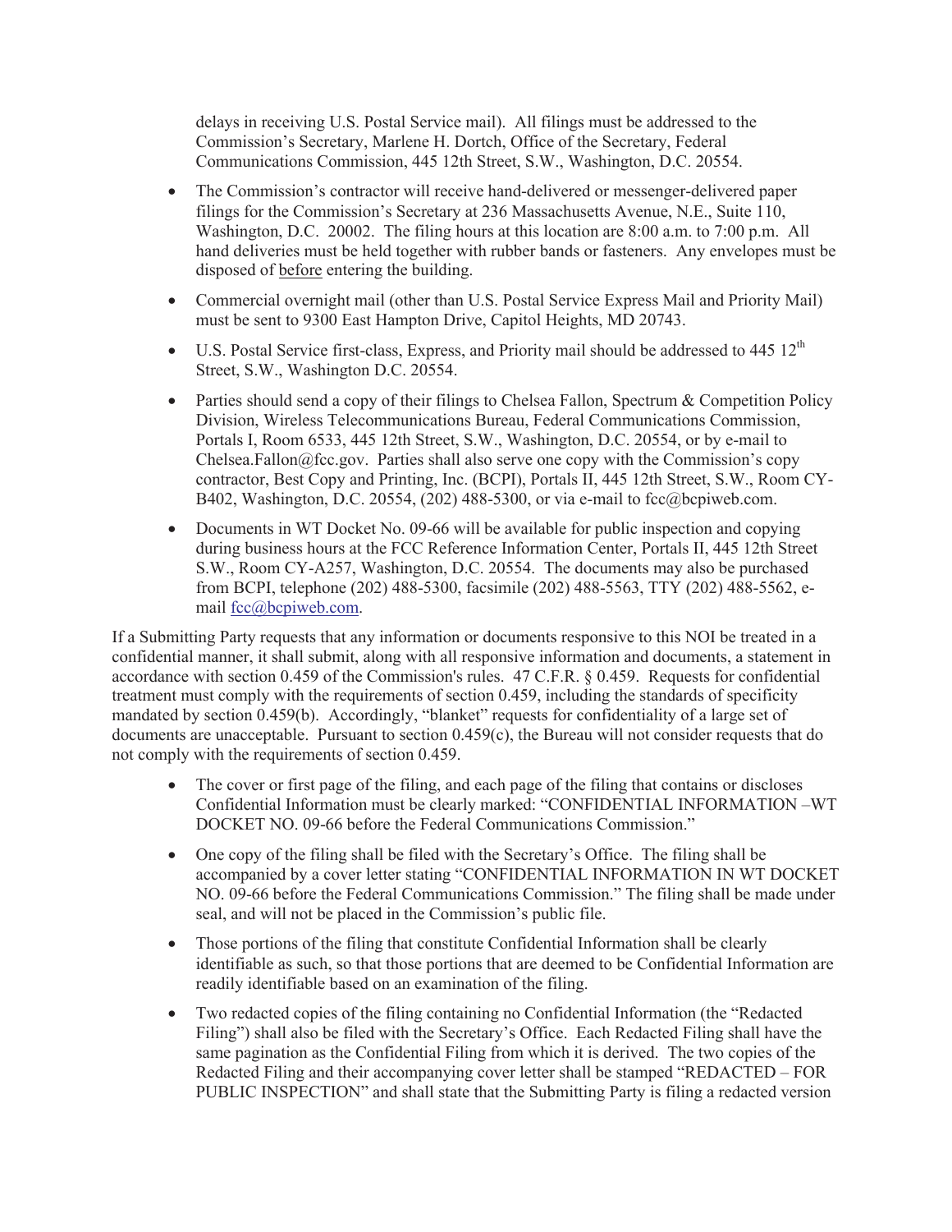delays in receiving U.S. Postal Service mail). All filings must be addressed to the Commission's Secretary, Marlene H. Dortch, Office of the Secretary, Federal Communications Commission, 445 12th Street, S.W., Washington, D.C. 20554.

- The Commission's contractor will receive hand-delivered or messenger-delivered paper filings for the Commission's Secretary at 236 Massachusetts Avenue, N.E., Suite 110, Washington, D.C. 20002. The filing hours at this location are 8:00 a.m. to 7:00 p.m. All hand deliveries must be held together with rubber bands or fasteners. Any envelopes must be disposed of before entering the building.
- Commercial overnight mail (other than U.S. Postal Service Express Mail and Priority Mail) must be sent to 9300 East Hampton Drive, Capitol Heights, MD 20743.
- U.S. Postal Service first-class, Express, and Priority mail should be addressed to 445 12th Street, S.W., Washington D.C. 20554.
- Parties should send a copy of their filings to Chelsea Fallon, Spectrum & Competition Policy Division, Wireless Telecommunications Bureau, Federal Communications Commission, Portals I, Room 6533, 445 12th Street, S.W., Washington, D.C. 20554, or by e-mail to Chelsea.Fallon@fcc.gov. Parties shall also serve one copy with the Commission's copy contractor, Best Copy and Printing, Inc. (BCPI), Portals II, 445 12th Street, S.W., Room CY-B402, Washington, D.C. 20554, (202) 488-5300, or via e-mail to fcc@bcpiweb.com.
- Documents in WT Docket No. 09-66 will be available for public inspection and copying during business hours at the FCC Reference Information Center, Portals II, 445 12th Street S.W., Room CY-A257, Washington, D.C. 20554. The documents may also be purchased from BCPI, telephone (202) 488-5300, facsimile (202) 488-5563, TTY (202) 488-5562, e-mail fcc@bcpiweb.com.

If a Submitting Party requests that any information or documents responsive to this NOI be treated in a confidential manner, it shall submit, along with all responsive information and documents, a statement in accordance with section 0.459 of the Commission's rules. 47 C.F.R. § 0.459. Requests for confidential treatment must comply with the requirements of section 0.459, including the standards of specificity mandated by section 0.459(b). Accordingly, "blanket" requests for confidentiality of a large set of documents are unacceptable. Pursuant to section 0.459(c), the Bureau will not consider requests that do not comply with the requirements of section 0.459.

- The cover or first page of the filing, and each page of the filing that contains or discloses Confidential Information must be clearly marked: "CONFIDENTIAL INFORMATION –WT DOCKET NO. 09-66 before the Federal Communications Commission."
- One copy of the filing shall be filed with the Secretary's Office. The filing shall be accompanied by a cover letter stating "CONFIDENTIAL INFORMATION IN WT DOCKET NO. 09-66 before the Federal Communications Commission." The filing shall be made under seal, and will not be placed in the Commission's public file.
- Those portions of the filing that constitute Confidential Information shall be clearly identifiable as such, so that those portions that are deemed to be Confidential Information are readily identifiable based on an examination of the filing.
- Two redacted copies of the filing containing no Confidential Information (the "Redacted Filing") shall also be filed with the Secretary's Office. Each Redacted Filing shall have the same pagination as the Confidential Filing from which it is derived. The two copies of the Redacted Filing and their accompanying cover letter shall be stamped "REDACTED – FOR PUBLIC INSPECTION" and shall state that the Submitting Party is filing a redacted version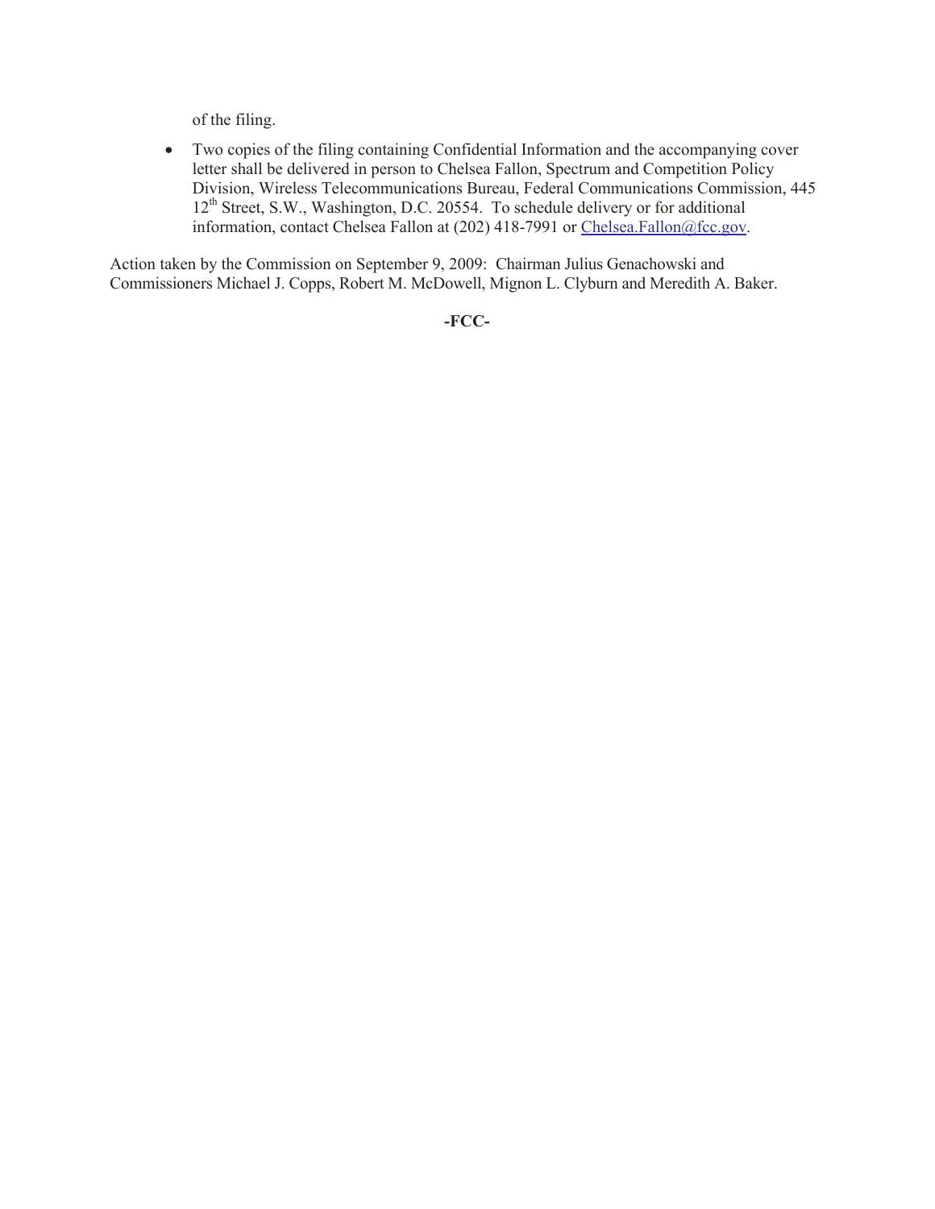of the filing.

- Two copies of the filing containing Confidential Information and the accompanying cover letter shall be delivered in person to Chelsea Fallon, Spectrum and Competition Policy Division, Wireless Telecommunications Bureau, Federal Communications Commission, 445 12th Street, S.W., Washington, D.C. 20554. To schedule delivery or for additional information, contact Chelsea Fallon at (202) 418-7991 or Chelsea.Fallon@fcc.gov.

Action taken by the Commission on September 9, 2009: Chairman Julius Genachowski and Commissioners Michael J. Copps, Robert M. McDowell, Mignon L. Clyburn and Meredith A. Baker.

**-FCC-**